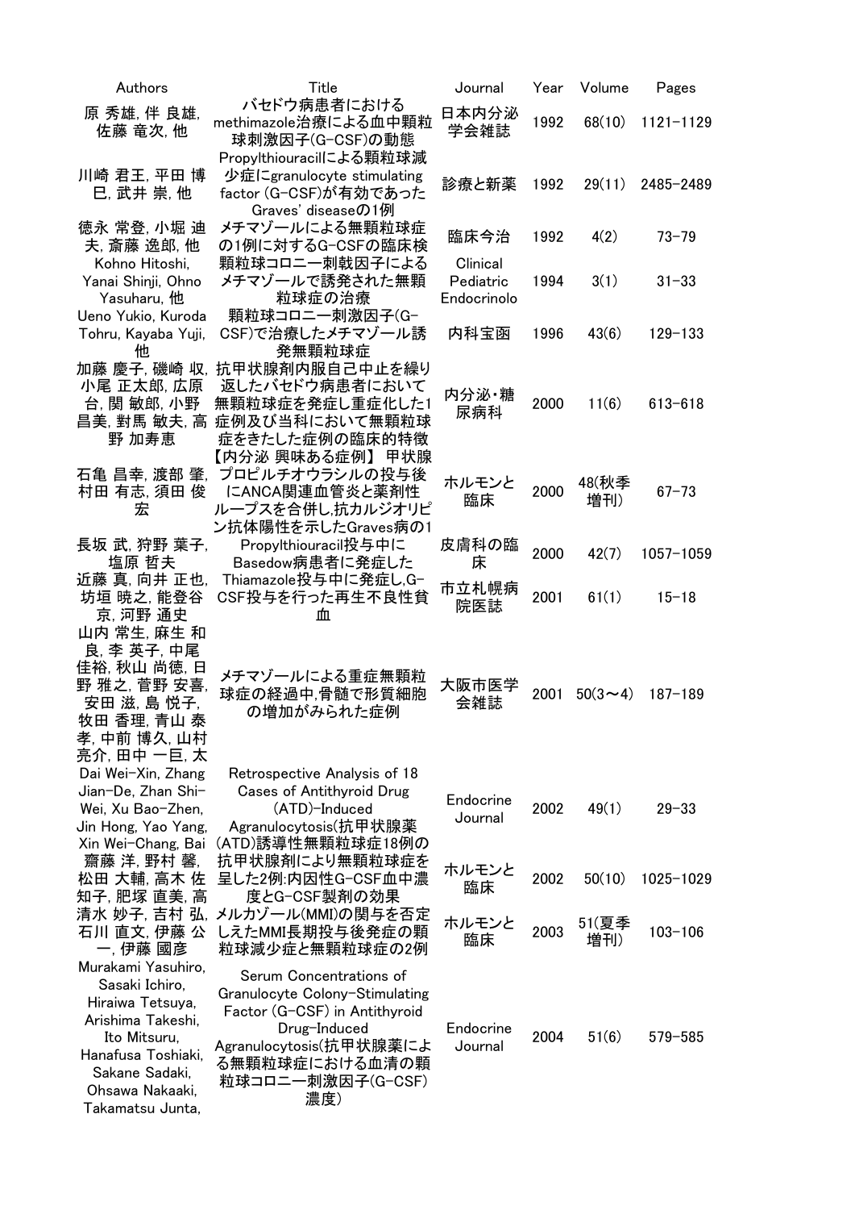| Authors | Title | Journal | Year | Volume | Pages |
|---|---|---|---|---|---|
| 原 秀雄, 伴 良雄, 佐藤 竜次, 他 | バセドウ病患者におけるmethimazole治療による血中顆粒球刺激因子(G-CSF)の動態 | 日本内分泌学会雑誌 | 1992 | 68(10) | 1121-1129 |
| 川崎 君王, 平田 博巳, 武井 崇, 他 | Propylthiouracilによる顆粒球減少症にgranulocyte stimulating factor (G-CSF)が有効であったGraves' diseaseの1例 | 診療と新薬 | 1992 | 29(11) | 2485-2489 |
| 徳永 常登, 小堀 迪夫, 斎藤 逸郎, 他 | メチマゾールによる無顆粒球症の1例に対するG-CSFの臨床検 | 臨床今治 | 1992 | 4(2) | 73-79 |
| Kohno Hitoshi, Yanai Shinji, Ohno Yasuharu, 他 | 顆粒球コロニー刺戟因子によるメチマゾールで誘発された無顆粒球症の治療 | Clinical Pediatric Endocrinolo | 1994 | 3(1) | 31-33 |
| Ueno Yukio, Kuroda Tohru, Kayaba Yuji, 他 | 顆粒球コロニー刺激因子(G-CSF)で治療したメチマゾール誘発無顆粒球症 | 内科宝函 | 1996 | 43(6) | 129-133 |
| 加藤 慶子, 磯崎 収, 小尾 正太郎, 広原 台, 関 敏郎, 小野 昌美, 對馬 敏夫, 高野 加寿恵 | 抗甲状腺剤内服自己中止を繰り返したバセドウ病患者において無顆粒球症を発症し重症化した1症例及び当科において無顆粒球症をきたした症例の臨床的特徴 | 内分泌・糖尿病科 | 2000 | 11(6) | 613-618 |
| 石亀 昌幸, 渡部 肇, 村田 有志, 須田 俊宏 | 【内分泌 興味ある症例】 甲状腺プロピルチオウラシルの投与後にANCA関連血管炎と薬剤性ループスを合併し,抗カルジオリピン抗体陽性を示したGraves病の1 | ホルモンと臨床 | 2000 | 48(秋季増刊) | 67-73 |
| 長坂 武, 狩野 葉子, 塩原 哲夫 | Propylthiouracil投与中にBasedow病患者に発症した | 皮膚科の臨床 | 2000 | 42(7) | 1057-1059 |
| 近藤 真, 向井 正也, 坊垣 暁之, 能登谷 京, 河野 通史 | Thiamazole投与中に発症し,G-CSF投与を行った再生不良性貧血 | 市立札幌病院医誌 | 2001 | 61(1) | 15-18 |
| 山内 常生, 麻生 和良, 李 英子, 中尾 佳裕, 秋山 尚徳, 日野 雅之, 菅野 安喜, 安田 滋, 島 悦子, 牧田 香理, 青山 泰孝, 中前 博久, 山村 亮介, 田中 一巨, 太 | メチマゾールによる重症無顆粒球症の経過中,骨髄で形質細胞の増加がみられた症例 | 大阪市医学会雑誌 | 2001 | 50(3～4) | 187-189 |
| Dai Wei-Xin, Zhang Jian-De, Zhan Shi-Wei, Xu Bao-Zhen, Jin Hong, Yao Yang, Xin Wei-Chang, Bai | Retrospective Analysis of 18 Cases of Antithyroid Drug (ATD)-Induced Agranulocytosis(抗甲状腺薬(ATD)誘導性無顆粒球症18例の | Endocrine Journal | 2002 | 49(1) | 29-33 |
| 齋藤 洋, 野村 馨, 松田 大輔, 高木 佐知子, 肥塚 直美, 高 | 抗甲状腺剤により無顆粒球症を呈した2例:内因性G-CSF血中濃度とG-CSF製剤の効果 | ホルモンと臨床 | 2002 | 50(10) | 1025-1029 |
| 清水 妙子, 吉村 弘, 石川 直文, 伊藤 公一, 伊藤 國彦 | メルカゾール(MMI)の関与を否定しえたMMI長期投与後発症の顆粒球減少症と無顆粒球症の2例 | ホルモンと臨床 | 2003 | 51(夏季増刊) | 103-106 |
| Murakami Yasuhiro, Sasaki Ichiro, Hiraiwa Tetsuya, Arishima Takeshi, Ito Mitsuru, Hanafusa Toshiaki, Sakane Sadaki, Ohsawa Nakaaki, Takamatsu Junta, | Serum Concentrations of Granulocyte Colony-Stimulating Factor (G-CSF) in Antithyroid Drug-Induced Agranulocytosis(抗甲状腺薬による無顆粒球症における血清の顆粒球コロニー刺激因子(G-CSF)濃度) | Endocrine Journal | 2004 | 51(6) | 579-585 |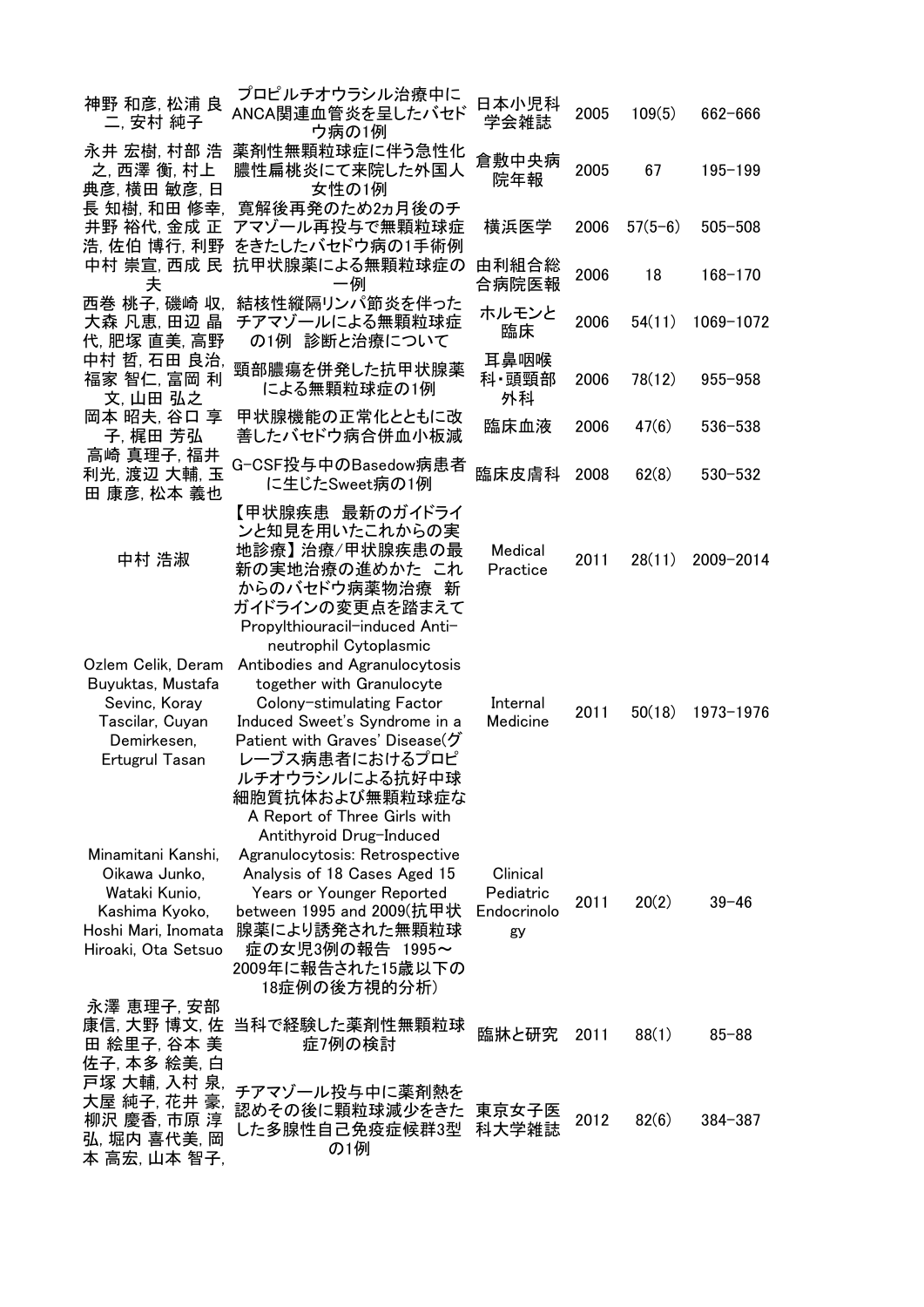| | | | | | |
|---|---|---|---|---|---|
| 神野 和彦, 松浦 良二, 安村 純子 | プロピルチオウラシル治療中にANCA関連血管炎を呈したバセドウ病の1例 | 日本小児科学会雑誌 | 2005 | 109(5) | 662-666 |
| 永井 宏樹, 村部 浩之, 西澤 衡, 村上 典彦, 横田 敏彦, 日 | 薬剤性無顆粒球症に伴う急性化膿性扁桃炎にて来院した外国人女性の1例 | 倉敷中央病院年報 | 2005 | 67 | 195-199 |
| 長 知樹, 和田 修幸, 井野 裕代, 金成 正浩, 佐伯 博行, 利野 | 寛解後再発のため2ヵ月後のチアマゾール再投与で無顆粒球症をきたしたバセドウ病の1手術例 | 横浜医学 | 2006 | 57(5-6) | 505-508 |
| 中村 崇宣, 西成 民夫 | 抗甲状腺薬による無顆粒球症の一例 | 由利組合総合病院医報 | 2006 | 18 | 168-170 |
| 西巻 桃子, 磯崎 収, 大森 凡恵, 田辺 晶代, 肥塚 直美, 高野 | 結核性縦隔リンパ節炎を伴ったチアマゾールによる無顆粒球症の1例 診断と治療について | ホルモンと臨床 | 2006 | 54(11) | 1069-1072 |
| 中村 哲, 石田 良治, 福家 智仁, 富岡 利文, 山田 弘之 | 頸部膿瘍を併発した抗甲状腺薬による無顆粒球症の1例 | 耳鼻咽喉科・頭頸部外科 | 2006 | 78(12) | 955-958 |
| 岡本 昭夫, 谷口 享子, 梶田 芳弘 | 甲状腺機能の正常化とともに改善したバセドウ病合併血小板減 | 臨床血液 | 2006 | 47(6) | 536-538 |
| 高崎 真理子, 福井 利光, 渡辺 大輔, 玉田 康彦, 松本 義也 | G-CSF投与中のBasedow病患者に生じたSweet病の1例 | 臨床皮膚科 | 2008 | 62(8) | 530-532 |
| 中村 浩淑 | 【甲状腺疾患 最新のガイドラインと知見を用いたこれからの実地診療】治療/甲状腺疾患の最新の実地治療の進めかた これからのバセドウ病薬物治療 新ガイドラインの変更点を踏まえて | Medical Practice | 2011 | 28(11) | 2009-2014 |
| Ozlem Celik, Deram Buyuktas, Mustafa Sevinc, Koray Tascilar, Cuyan Demirkesen, Ertugrul Tasan | Propylthiouracil-induced Anti-neutrophil Cytoplasmic Antibodies and Agranulocytosis together with Granulocyte Colony-stimulating Factor Induced Sweet's Syndrome in a Patient with Graves' Disease(グレーブス病患者におけるプロピルチオウラシルによる抗好中球細胞質抗体および無顆粒球症な | Internal Medicine | 2011 | 50(18) | 1973-1976 |
| Minamitani Kanshi, Oikawa Junko, Wataki Kunio, Kashima Kyoko, Hoshi Mari, Inomata Hiroaki, Ota Setsuo | A Report of Three Girls with Antithyroid Drug-Induced Agranulocytosis: Retrospective Analysis of 18 Cases Aged 15 Years or Younger Reported between 1995 and 2009(抗甲状腺薬により誘発された無顆粒球症の女児3例の報告 1995～2009年に報告された15歳以下の18症例の後方視的分析) | Clinical Pediatric Endocrinology | 2011 | 20(2) | 39-46 |
| 永澤 恵理子, 安部 康信, 大野 博文, 佐田 絵里子, 谷本 美佐子, 本多 絵美, 白 | 当科で経験した薬剤性無顆粒球症7例の検討 | 臨牀と研究 | 2011 | 88(1) | 85-88 |
| 戸塚 大輔, 入村 泉, 大屋 純子, 花井 豪, 柳沢 慶香, 市原 淳弘, 堀内 喜代美, 岡本 高宏, 山本 智子, | チアマゾール投与中に薬剤熱を認めその後に顆粒球減少をきたした多腺性自己免疫症候群3型の1例 | 東京女子医科大学雑誌 | 2012 | 82(6) | 384-387 |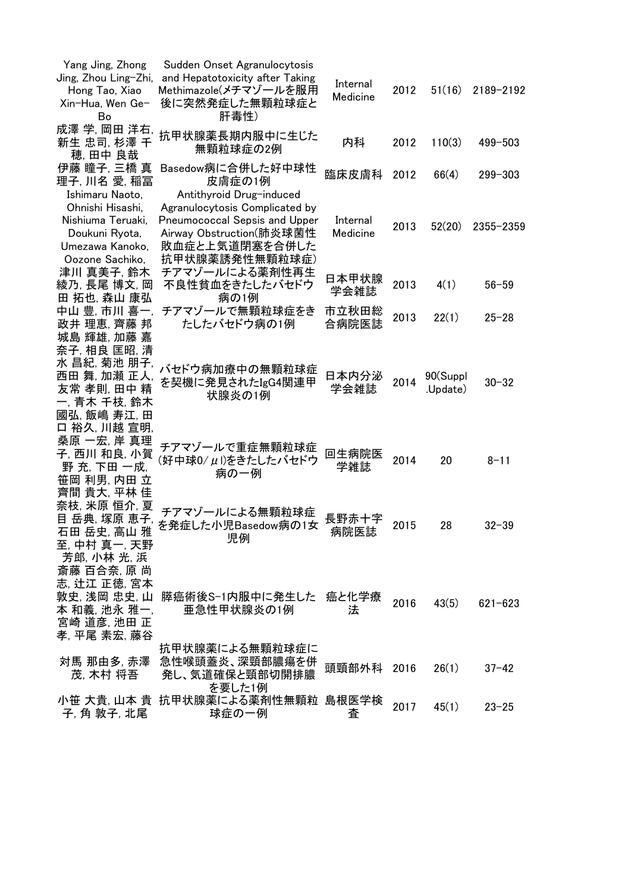| | | | | | |
|---|---|---|---|---|---|
| Yang Jing, Zhong Jing, Zhou Ling-Zhi, Hong Tao, Xiao Xin-Hua, Wen Ge-Bo | Sudden Onset Agranulocytosis and Hepatotoxicity after Taking Methimazole(メチマゾールを服用後に突然発症した無顆粒球症と肝毒性) | Internal Medicine | 2012 | 51(16) | 2189-2192 |
| 成澤 学, 岡田 洋右, 新生 忠司, 杉澤 千穂, 田中 良哉 | 抗甲状腺薬長期内服中に生じた無顆粒球症の2例 | 内科 | 2012 | 110(3) | 499-503 |
| 伊藤 瞳子, 三橋 真理子, 川名 愛, 稲冨 | Basedow病に合併した好中球性皮膚症の1例 | 臨床皮膚科 | 2012 | 66(4) | 299-303 |
| Ishimaru Naoto, Ohnishi Hisashi, Nishiuma Teruaki, Doukuni Ryota, Umezawa Kanoko, Oozone Sachiko, | Antithyroid Drug-induced Agranulocytosis Complicated by Pneumococcal Sepsis and Upper Airway Obstruction(肺炎球菌性敗血症と上気道閉塞を合併した抗甲状腺薬誘発性無顆粒球症) | Internal Medicine | 2013 | 52(20) | 2355-2359 |
| 津川 真美子, 鈴木 綾乃, 長尾 博文, 岡田 拓也, 森山 康弘 | チアマゾールによる薬剤性再生不良性貧血をきたしたバセドウ病の1例 | 日本甲状腺学会雑誌 | 2013 | 4(1) | 56-59 |
| 中山 豊, 市川 喜一, 政井 理恵, 齊藤 邦 | チアマゾールで無顆粒球症をきたしたバセドウ病の1例 | 市立秋田総合病院医誌 | 2013 | 22(1) | 25-28 |
| 城島 輝雄, 加藤 嘉奈子, 相良 匡昭, 清水 昌紀, 菊池 朋子, 西田 舞, 加瀬 正人, 友常 孝則, 田中 精一, 青木 千枝, 鈴木 國弘, 飯嶋 寿江, 田口 裕久, 川越 宣明, | バセドウ病加療中の無顆粒球症を契機に発見されたIgG4関連甲状腺炎の1例 | 日本内分泌学会雑誌 | 2014 | 90(Suppl.Update) | 30-32 |
| 桑原 一宏, 岸 真理子, 西川 和良, 小賀野 充, 下田 一成, 笹岡 利男, 内田 立 | チアマゾールで重症無顆粒球症(好中球0/μl)をきたしたバセドウ病の一例 | 回生病院医学雑誌 | 2014 | 20 | 8-11 |
| 齊間 貴大, 平林 佳奈枝, 米原 恒介, 夏目 岳典, 塚原 恵子, 石田 岳史, 高山 雅至, 中村 真一, 天野 芳郎, 小林 光, 浜 | チアマゾールによる無顆粒球症を発症した小児Basedow病の1女児例 | 長野赤十字病院医誌 | 2015 | 28 | 32-39 |
| 斎藤 百合奈, 原 尚志, 辻江 正徳, 宮本 敦史, 浅岡 忠史, 山本 和義, 池永 雅一, 宮崎 道彦, 池田 正孝, 平尾 素宏, 藤谷 | 膵癌術後S-1内服中に発生した亜急性甲状腺炎の1例 | 癌と化学療法 | 2016 | 43(5) | 621-623 |
| 対馬 那由多, 赤澤 茂, 木村 将吾 | 抗甲状腺薬による無顆粒球症に急性喉頭蓋炎、深頸部膿瘍を併発し、気道確保と頸部切開排膿を要した1例 | 頭頸部外科 | 2016 | 26(1) | 37-42 |
| 小笹 大貴, 山本 貴子, 角 敦子, 北尾 | 抗甲状腺薬による薬剤性無顆粒球症の一例 | 島根医学検査 | 2017 | 45(1) | 23-25 |